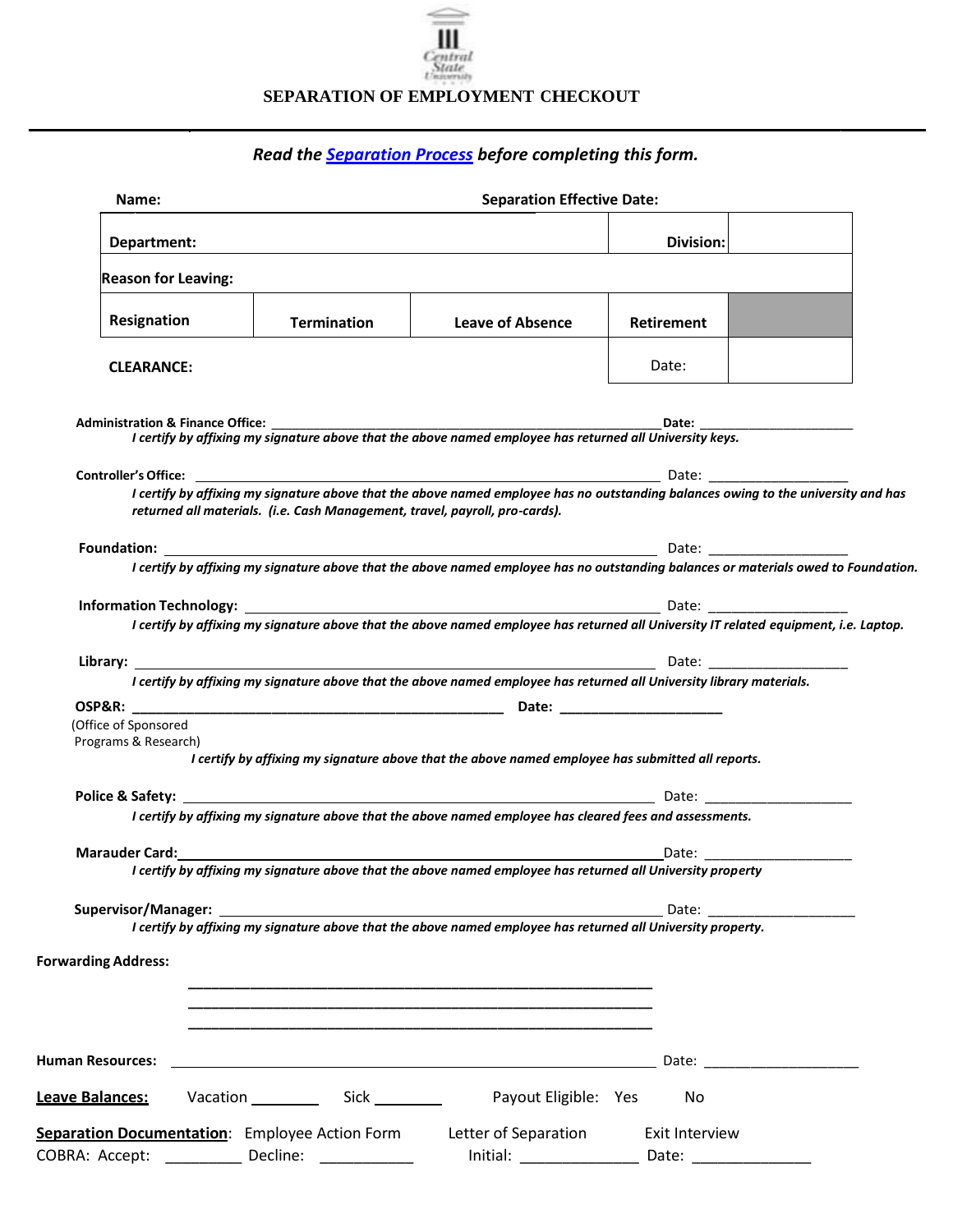# SEPARATION OF EMPLOYMENT CHECKOUT

***Read the Separation Process before completing this form.***

**Name:** **Separation Effective Date:**

| **Department:** | | | **Division:** | |
|---|---|---|---|---|
| **Reason for Leaving:** | | | | |
| **Resignation** | **Termination** | **Leave of Absence** | **Retirement** | |
| **CLEARANCE:** | | | Date: | |

**Administration & Finance Office:** ______________________________ **Date:** ____________________
*I certify by affixing my signature above that the above named employee has returned all University keys.*

**Controller's Office:** ______________________________ Date: ____________________
*I certify by affixing my signature above that the above named employee has no outstanding balances owing to the university and has returned all materials. (i.e. Cash Management, travel, payroll, pro-cards).*

**Foundation:** ______________________________ Date: ____________________
*I certify by affixing my signature above that the above named employee has no outstanding balances or materials owed to Foundation.*

**Information Technology:** ______________________________ Date: ____________________
*I certify by affixing my signature above that the above named employee has returned all University IT related equipment, i.e. Laptop.*

**Library:** ______________________________ Date: ____________________
*I certify by affixing my signature above that the above named employee has returned all University library materials.*

**OSP&R:** ______________________________ **Date:** ____________________
(Office of Sponsored Programs & Research)
*I certify by affixing my signature above that the above named employee has submitted all reports.*

**Police & Safety:** ______________________________ Date: ____________________
*I certify by affixing my signature above that the above named employee has cleared fees and assessments.*

**Marauder Card:** ______________________________ Date: ____________________
*I certify by affixing my signature above that the above named employee has returned all University property*

**Supervisor/Manager:** ______________________________ Date: ____________________
*I certify by affixing my signature above that the above named employee has returned all University property.*

**Forwarding Address:**

______________________________
______________________________
______________________________

**Human Resources:** ______________________________ Date: ____________________

**Leave Balances:** Vacation ________ Sick ________ Payout Eligible: Yes No

**Separation Documentation**: Employee Action Form Letter of Separation Exit Interview

COBRA: Accept: _________ Decline: ___________ Initial: ______________ Date: ______________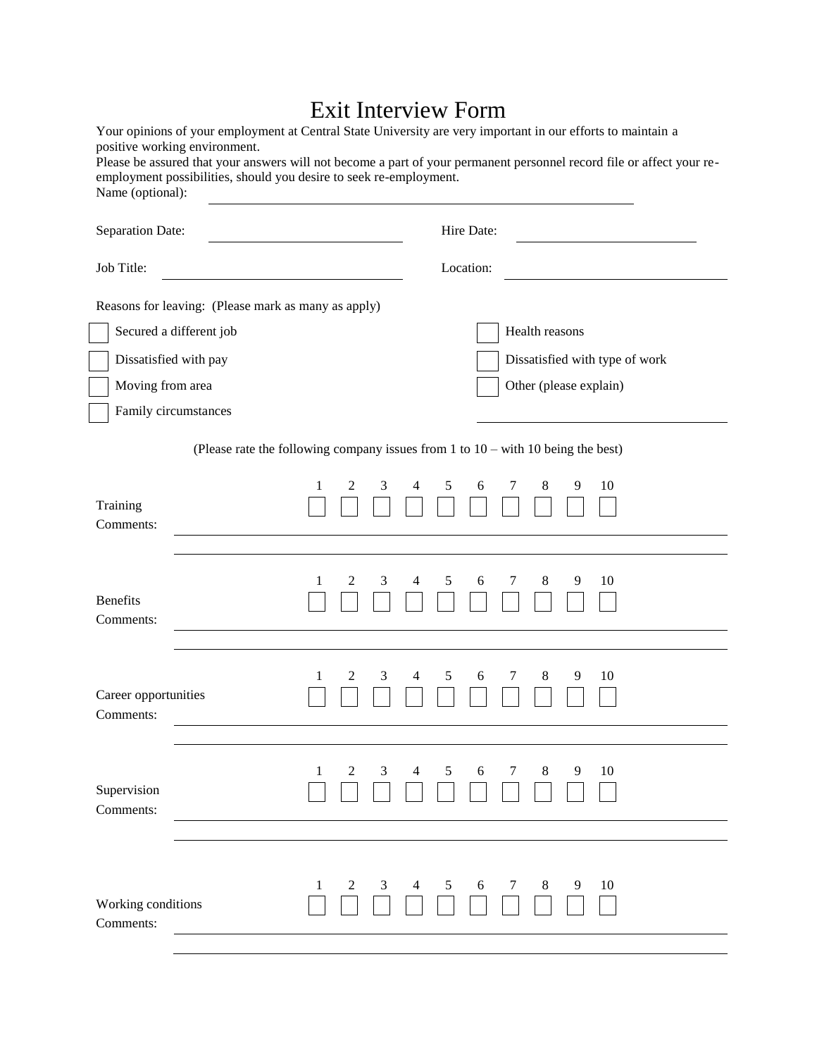# Exit Interview Form

Your opinions of your employment at Central State University are very important in our efforts to maintain a positive working environment.

Please be assured that your answers will not become a part of your permanent personnel record file or affect your re-employment possibilities, should you desire to seek re-employment.

Name (optional): ______________________________

Separation Date: ____________________ Hire Date: ____________________

Job Title: ____________________ Location: ____________________

Reasons for leaving: (Please mark as many as apply)

- [ ] Secured a different job
- [ ] Dissatisfied with pay
- [ ] Moving from area
- [ ] Family circumstances
- [ ] Health reasons
- [ ] Dissatisfied with type of work
- [ ] Other (please explain) ____________________

(Please rate the following company issues from 1 to 10 – with 10 being the best)

| | 1 | 2 | 3 | 4 | 5 | 6 | 7 | 8 | 9 | 10 |
|---|---|---|---|---|---|---|---|---|---|---|
| Training | ☐ | ☐ | ☐ | ☐ | ☐ | ☐ | ☐ | ☐ | ☐ | ☐ |

Comments: ______________________________

| | 1 | 2 | 3 | 4 | 5 | 6 | 7 | 8 | 9 | 10 |
|---|---|---|---|---|---|---|---|---|---|---|
| Benefits | ☐ | ☐ | ☐ | ☐ | ☐ | ☐ | ☐ | ☐ | ☐ | ☐ |

Comments: ______________________________

| | 1 | 2 | 3 | 4 | 5 | 6 | 7 | 8 | 9 | 10 |
|---|---|---|---|---|---|---|---|---|---|---|
| Career opportunities | ☐ | ☐ | ☐ | ☐ | ☐ | ☐ | ☐ | ☐ | ☐ | ☐ |

Comments: ______________________________

| | 1 | 2 | 3 | 4 | 5 | 6 | 7 | 8 | 9 | 10 |
|---|---|---|---|---|---|---|---|---|---|---|
| Supervision | ☐ | ☐ | ☐ | ☐ | ☐ | ☐ | ☐ | ☐ | ☐ | ☐ |

Comments: ______________________________

| | 1 | 2 | 3 | 4 | 5 | 6 | 7 | 8 | 9 | 10 |
|---|---|---|---|---|---|---|---|---|---|---|
| Working conditions | ☐ | ☐ | ☐ | ☐ | ☐ | ☐ | ☐ | ☐ | ☐ | ☐ |

Comments: ______________________________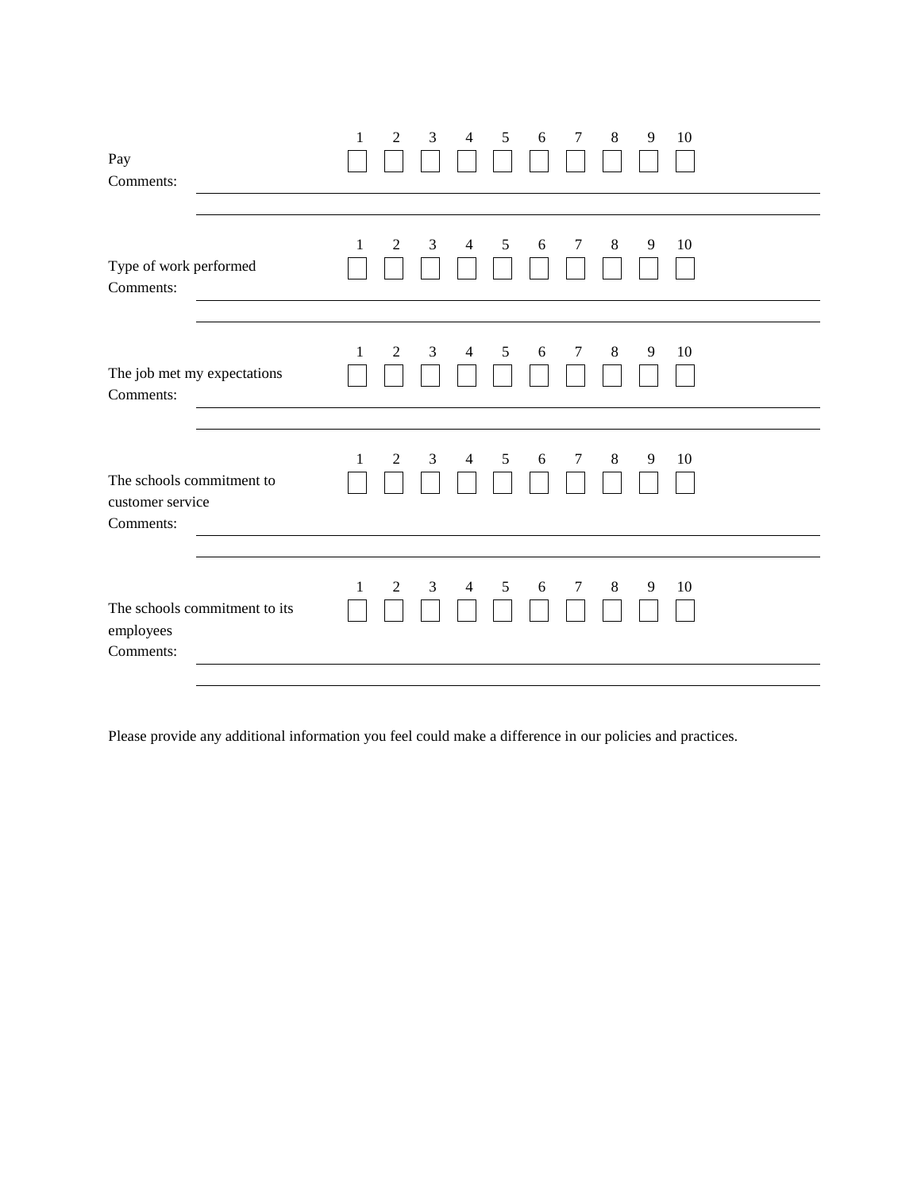| | 1 | 2 | 3 | 4 | 5 | 6 | 7 | 8 | 9 | 10 |
|---|---|---|---|---|---|---|---|---|---|---|
| Pay | ☐ | ☐ | ☐ | ☐ | ☐ | ☐ | ☐ | ☐ | ☐ | ☐ |

Comments: ______________________________________________

______________________________________________

| | 1 | 2 | 3 | 4 | 5 | 6 | 7 | 8 | 9 | 10 |
|---|---|---|---|---|---|---|---|---|---|---|
| Type of work performed | ☐ | ☐ | ☐ | ☐ | ☐ | ☐ | ☐ | ☐ | ☐ | ☐ |

Comments: ______________________________________________

______________________________________________

| | 1 | 2 | 3 | 4 | 5 | 6 | 7 | 8 | 9 | 10 |
|---|---|---|---|---|---|---|---|---|---|---|
| The job met my expectations | ☐ | ☐ | ☐ | ☐ | ☐ | ☐ | ☐ | ☐ | ☐ | ☐ |

Comments: ______________________________________________

______________________________________________

| | 1 | 2 | 3 | 4 | 5 | 6 | 7 | 8 | 9 | 10 |
|---|---|---|---|---|---|---|---|---|---|---|
| The schools commitment to customer service | ☐ | ☐ | ☐ | ☐ | ☐ | ☐ | ☐ | ☐ | ☐ | ☐ |

Comments: ______________________________________________

______________________________________________

| | 1 | 2 | 3 | 4 | 5 | 6 | 7 | 8 | 9 | 10 |
|---|---|---|---|---|---|---|---|---|---|---|
| The schools commitment to its employees | ☐ | ☐ | ☐ | ☐ | ☐ | ☐ | ☐ | ☐ | ☐ | ☐ |

Comments: ______________________________________________

______________________________________________

Please provide any additional information you feel could make a difference in our policies and practices.